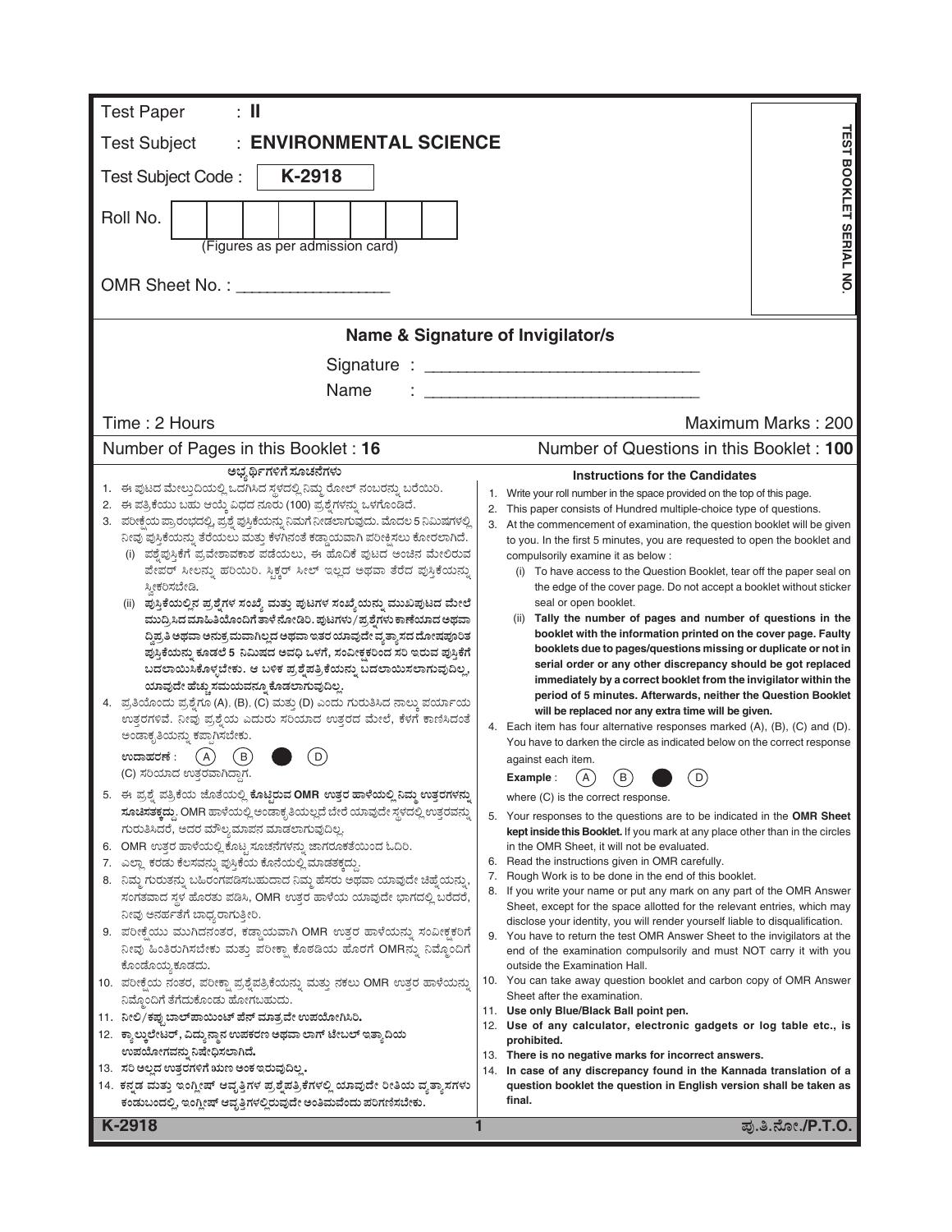Test Paper : **II**

Test Subject : **ENVIRONMENTAL SCIENCE**

Test Subject Code : **K-2918**

**TEST BOOKLET SERIAL NO.**

Roll No. | | | | | | | | |

(Figures as per admission card)

OMR Sheet No. : _______________

## Name & Signature of Invigilator/s

Signature : _______________________________

Name : _______________________________

Time : 2 Hours

Maximum Marks : 200

Number of Pages in this Booklet : 16

Number of Questions in this Booklet : **100**

### ಅಭ್ಯರ್ಥಿಗಳಿಗೆ ಸೂಚನೆಗಳು

1. ಈ ಪುಟದ ಮೇಲ್ತುದಿಯಲ್ಲಿ ಒದಗಿಸಿದ ಸ್ಥಳದಲ್ಲಿ ನಿಮ್ಮ ರೋಲ್ ನಂಬರನ್ನು ಬರೆಯಿರಿ.
2. ಈ ಪತ್ರಿಕೆಯು ಬಹು ಆಯ್ಕೆ ವಿಧದ ನೂರು (100) ಪ್ರಶ್ನೆಗಳನ್ನು ಒಳಗೊಂಡಿದೆ.
3. ಪರೀಕ್ಷೆಯ ಪ್ರಾರಂಭದಲ್ಲಿ, ಪ್ರಶ್ನೆ ಪುಸ್ತಿಕೆಯನ್ನು ನಿಮಗೆ ನೀಡಲಾಗುವುದು. ಮೊದಲ 5 ನಿಮಿಷಗಳಲ್ಲಿ ನೀವು ಪುಸ್ತಿಕೆಯನ್ನು ತೆರೆಯಲು ಮತ್ತು ಕೆಳಗಿನಂತೆ ಕಡ್ಡಾಯವಾಗಿ ಪರೀಕ್ಷಿಸಲು ಕೋರಲಾಗಿದೆ.
   (i) ಪ್ರಶ್ನೆಪುಸ್ತಿಕೆಗೆ ಪ್ರವೇಶಾವಕಾಶ ಪಡೆಯಲು, ಈ ಹೊದಿಕೆ ಪುಟದ ಅಂಚಿನ ಮೇಲಿರುವ ಪೇಪರ್ ಸೀಲನ್ನು ಹರಿಯಿರಿ. ಸ್ಟಿಕ್ಕರ್ ಸೀಲ್ ಇಲ್ಲದ ಅಥವಾ ತೆರೆದ ಪುಸ್ತಿಕೆಯನ್ನು ಸ್ವೀಕರಿಸಬೇಡಿ.
   (ii) **ಪುಸ್ತಿಕೆಯಲ್ಲಿನ ಪ್ರಶ್ನೆಗಳ ಸಂಖ್ಯೆ ಮತ್ತು ಪುಟಗಳ ಸಂಖ್ಯೆಯನ್ನು ಮುಖಪುಟದ ಮೇಲೆ ಮುದ್ರಿಸಿದ ಮಾಹಿತಿಯೊಂದಿಗೆ ತಾಳೆ ನೋಡಿರಿ. ಪುಟಗಳು/ಪ್ರಶ್ನೆಗಳು ಕಾಣೆಯಾದ ಅಥವಾ ದ್ವಿಪ್ರತಿ ಅಥವಾ ಅನುಕ್ರಮವಾಗಿಲ್ಲದ ಅಥವಾ ಇತರ ಯಾವುದೇ ವ್ಯತ್ಯಾಸದ ದೋಷಪೂರಿತ ಪುಸ್ತಿಕೆಯನ್ನು ಕೂಡಲೆ 5 ನಿಮಿಷದ ಅವಧಿ ಒಳಗೆ, ಸಂವೀಕ್ಷಕರಿಂದ ಸರಿ ಇರುವ ಪುಸ್ತಿಕೆಗೆ ಬದಲಾಯಿಸಿಕೊಳ್ಳಬೇಕು. ಆ ಬಳಿಕ ಪ್ರಶ್ನೆಪತ್ರಿಕೆಯನ್ನು ಬದಲಾಯಿಸಲಾಗುವುದಿಲ್ಲ, ಯಾವುದೇ ಹೆಚ್ಚು ಸಮಯವನ್ನೂ ಕೊಡಲಾಗುವುದಿಲ್ಲ.**
4. ಪ್ರತಿಯೊಂದು ಪ್ರಶ್ನೆಗೂ (A), (B), (C) ಮತ್ತು (D) ಎಂದು ಗುರುತಿಸಿದ ನಾಲ್ಕು ಪರ್ಯಾಯ ಉತ್ತರಗಳಿವೆ. ನೀವು ಪ್ರಶ್ನೆಯ ಎದುರು ಸರಿಯಾದ ಉತ್ತರದ ಮೇಲೆ, ಕೆಳಗೆ ಕಾಣಿಸಿದಂತೆ ಅಂಡಾಕೃತಿಯನ್ನು ಕಪ್ಪಾಗಿಸಬೇಕು.
   **ಉದಾಹರಣೆ :** (A) (B) ● (D)
   (C) ಸರಿಯಾದ ಉತ್ತರವಾಗಿದ್ದಾಗ.
5. ಈ ಪ್ರಶ್ನೆ ಪತ್ರಿಕೆಯ ಜೊತೆಯಲ್ಲಿ **ಕೊಟ್ಟಿರುವ OMR ಉತ್ತರ ಹಾಳೆಯಲ್ಲಿ ನಿಮ್ಮ ಉತ್ತರಗಳನ್ನು ಸೂಚಿಸತಕ್ಕದ್ದು.** OMR ಹಾಳೆಯಲ್ಲಿ ಅಂಡಾಕೃತಿಯಲ್ಲದೆ ಬೇರೆ ಯಾವುದೇ ಸ್ಥಳದಲ್ಲಿ ಉತ್ತರವನ್ನು ಗುರುತಿಸಿದರೆ, ಅದರ ಮೌಲ್ಯಮಾಪನ ಮಾಡಲಾಗುವುದಿಲ್ಲ.
6. OMR ಉತ್ತರ ಹಾಳೆಯಲ್ಲಿ ಕೊಟ್ಟ ಸೂಚನೆಗಳನ್ನು ಜಾಗರೂಕತೆಯಿಂದ ಓದಿರಿ.
7. ಎಲ್ಲಾ ಕರಡು ಕೆಲಸವನ್ನು ಪುಸ್ತಿಕೆಯ ಕೊನೆಯಲ್ಲಿ ಮಾಡತಕ್ಕದ್ದು.
8. ನಿಮ್ಮ ಗುರುತನ್ನು ಬಹಿರಂಗಪಡಿಸಬಹುದಾದ ನಿಮ್ಮ ಹೆಸರು ಅಥವಾ ಯಾವುದೇ ಚಿಹ್ನೆಯನ್ನು, ಸಂಗತವಾದ ಸ್ಥಳ ಹೊರತು ಪಡಿಸಿ, OMR ಉತ್ತರ ಹಾಳೆಯ ಯಾವುದೇ ಭಾಗದಲ್ಲಿ ಬರೆದರೆ, ನೀವು ಅನರ್ಹತೆಗೆ ಬಾಧ್ಯರಾಗುತ್ತೀರಿ.
9. ಪರೀಕ್ಷೆಯು ಮುಗಿದನಂತರ, ಕಡ್ಡಾಯವಾಗಿ OMR ಉತ್ತರ ಹಾಳೆಯನ್ನು ಸಂವೀಕ್ಷಕರಿಗೆ ನೀವು ಹಿಂತಿರುಗಿಸಬೇಕು ಮತ್ತು ಪರೀಕ್ಷಾ ಕೊಠಡಿಯ ಹೊರಗೆ OMRನ್ನು ನಿಮ್ಮೊಂದಿಗೆ ಕೊಂಡೊಯ್ಯಕೂಡದು.
10. ಪರೀಕ್ಷೆಯ ನಂತರ, ಪರೀಕ್ಷಾ ಪ್ರಶ್ನೆಪತ್ರಿಕೆಯನ್ನು ಮತ್ತು ನಕಲು OMR ಉತ್ತರ ಹಾಳೆಯನ್ನು ನಿಮ್ಮೊಂದಿಗೆ ತೆಗೆದುಕೊಂಡು ಹೋಗಬಹುದು.
11. **ನೀಲಿ/ಕಪ್ಪು ಬಾಲ್‌ಪಾಯಿಂಟ್ ಪೆನ್ ಮಾತ್ರವೇ ಉಪಯೋಗಿಸಿರಿ.**
12. **ಕ್ಯಾಲ್ಕುಲೇಟರ್, ವಿದ್ಯುನ್ಮಾನ ಉಪಕರಣ ಅಥವಾ ಲಾಗ್ ಟೇಬಲ್ ಇತ್ಯಾದಿಯ ಉಪಯೋಗವನ್ನು ನಿಷೇಧಿಸಲಾಗಿದೆ.**
13. **ಸರಿ ಅಲ್ಲದ ಉತ್ತರಗಳಿಗೆ ಋಣ ಅಂಕ ಇರುವುದಿಲ್ಲ.**
14. **ಕನ್ನಡ ಮತ್ತು ಇಂಗ್ಲೀಷ್ ಆವೃತ್ತಿಗಳ ಪ್ರಶ್ನೆಪತ್ರಿಕೆಗಳಲ್ಲಿ ಯಾವುದೇ ರೀತಿಯ ವ್ಯತ್ಯಾಸಗಳು ಕಂಡುಬಂದಲ್ಲಿ, ಇಂಗ್ಲೀಷ್ ಆವೃತ್ತಿಗಳಲ್ಲಿರುವುದೇ ಅಂತಿಮವೆಂದು ಪರಿಗಣಿಸಬೇಕು.**

### Instructions for the Candidates

1. Write your roll number in the space provided on the top of this page.
2. This paper consists of Hundred multiple-choice type of questions.
3. At the commencement of examination, the question booklet will be given to you. In the first 5 minutes, you are requested to open the booklet and compulsorily examine it as below :
   (i) To have access to the Question Booklet, tear off the paper seal on the edge of the cover page. Do not accept a booklet without sticker seal or open booklet.
   (ii) **Tally the number of pages and number of questions in the booklet with the information printed on the cover page. Faulty booklets due to pages/questions missing or duplicate or not in serial order or any other discrepancy should be got replaced immediately by a correct booklet from the invigilator within the period of 5 minutes. Afterwards, neither the Question Booklet will be replaced nor any extra time will be given.**
4. Each item has four alternative responses marked (A), (B), (C) and (D). You have to darken the circle as indicated below on the correct response against each item.
   **Example** : (A) (B) ● (D)
   where (C) is the correct response.
5. Your responses to the questions are to be indicated in the **OMR Sheet kept inside this Booklet.** If you mark at any place other than in the circles in the OMR Sheet, it will not be evaluated.
6. Read the instructions given in OMR carefully.
7. Rough Work is to be done in the end of this booklet.
8. If you write your name or put any mark on any part of the OMR Answer Sheet, except for the space allotted for the relevant entries, which may disclose your identity, you will render yourself liable to disqualification.
9. You have to return the test OMR Answer Sheet to the invigilators at the end of the examination compulsorily and must NOT carry it with you outside the Examination Hall.
10. You can take away question booklet and carbon copy of OMR Answer Sheet after the examination.
11. **Use only Blue/Black Ball point pen.**
12. **Use of any calculator, electronic gadgets or log table etc., is prohibited.**
13. **There is no negative marks for incorrect answers.**
14. **In case of any discrepancy found in the Kannada translation of a question booklet the question in English version shall be taken as final.**

ಪು.ತಿ.ನೋ./P.T.O.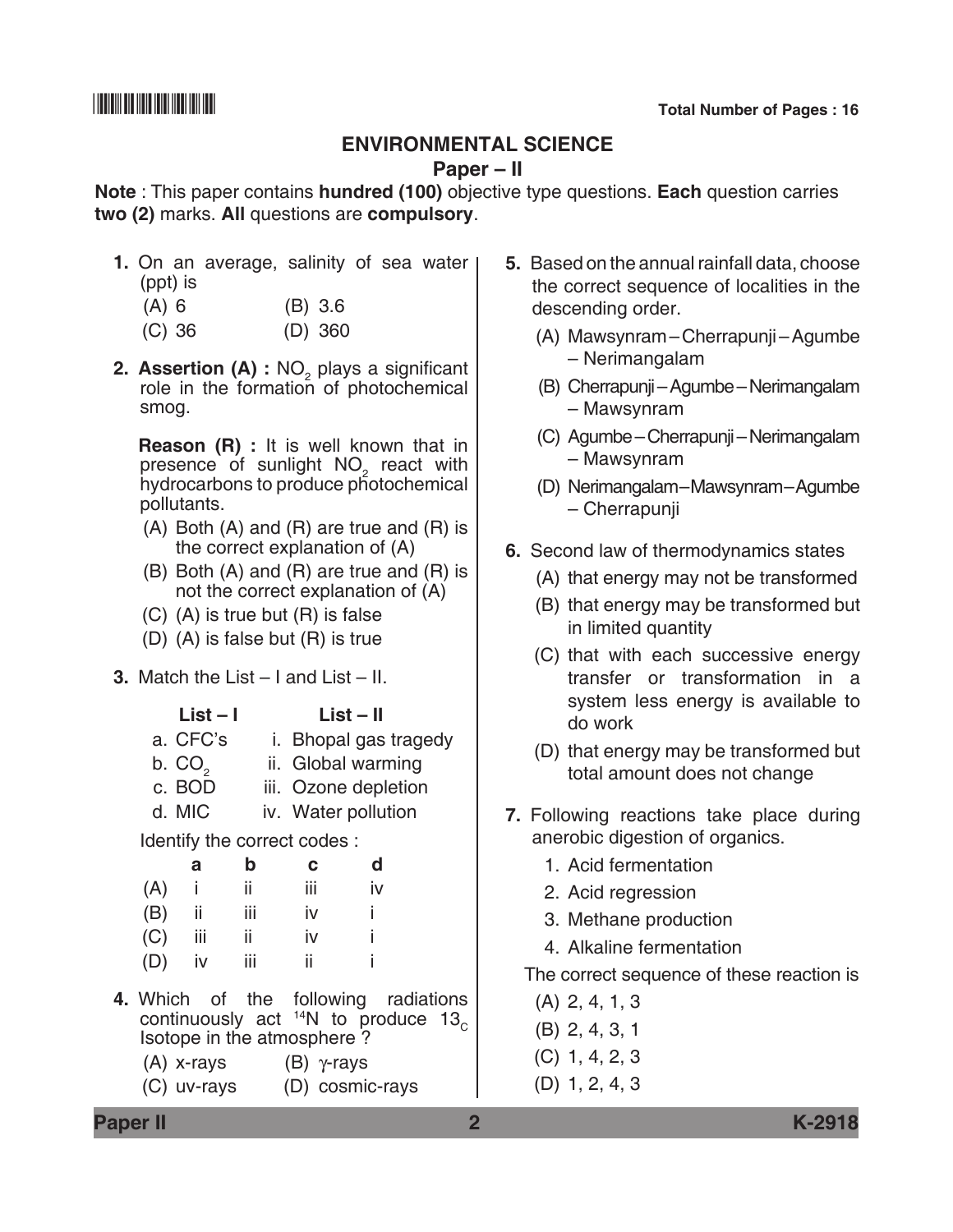# ENVIRONMENTAL SCIENCE

## Paper – II

**Note** : This paper contains **hundred (100)** objective type questions. **Each** question carries **two (2)** marks. **All** questions are **compulsory**.

**1.** On an average, salinity of sea water (ppt) is

(A) 6 (B) 3.6

(C) 36 (D) 360

**2. Assertion (A) :** $NO_2$ plays a significant role in the formation of photochemical smog.

**Reason (R) :** It is well known that in presence of sunlight $NO_2$ react with hydrocarbons to produce photochemical pollutants.

(A) Both (A) and (R) are true and (R) is the correct explanation of (A)

(B) Both (A) and (R) are true and (R) is not the correct explanation of (A)

(C) (A) is true but (R) is false

(D) (A) is false but (R) is true

**3.** Match the List – I and List – II.

| List – I | List – II |
|---|---|
| a. CFC's | i. Bhopal gas tragedy |
| b. $CO_2$ | ii. Global warming |
| c. BOD | iii. Ozone depletion |
| d. MIC | iv. Water pollution |

Identify the correct codes :

| | a | b | c | d |
|---|---|---|---|---|
| (A) | i | ii | iii | iv |
| (B) | ii | iii | iv | i |
| (C) | iii | ii | iv | i |
| (D) | iv | iii | ii | i |

**4.** Which of the following radiations continuously act $^{14}N$ to produce $13_C$ Isotope in the atmosphere ?

(A) x-rays (B) γ-rays

(C) uv-rays (D) cosmic-rays

**5.** Based on the annual rainfall data, choose the correct sequence of localities in the descending order.

(A) Mawsynram – Cherrapunji – Agumbe – Nerimangalam

(B) Cherrapunji – Agumbe – Nerimangalam – Mawsynram

(C) Agumbe – Cherrapunji – Nerimangalam – Mawsynram

(D) Nerimangalam – Mawsynram – Agumbe – Cherrapunji

**6.** Second law of thermodynamics states

(A) that energy may not be transformed

(B) that energy may be transformed but in limited quantity

(C) that with each successive energy transfer or transformation in a system less energy is available to do work

(D) that energy may be transformed but total amount does not change

**7.** Following reactions take place during anerobic digestion of organics.

1. Acid fermentation
2. Acid regression
3. Methane production
4. Alkaline fermentation

The correct sequence of these reaction is

(A) 2, 4, 1, 3

(B) 2, 4, 3, 1

(C) 1, 4, 2, 3

(D) 1, 2, 4, 3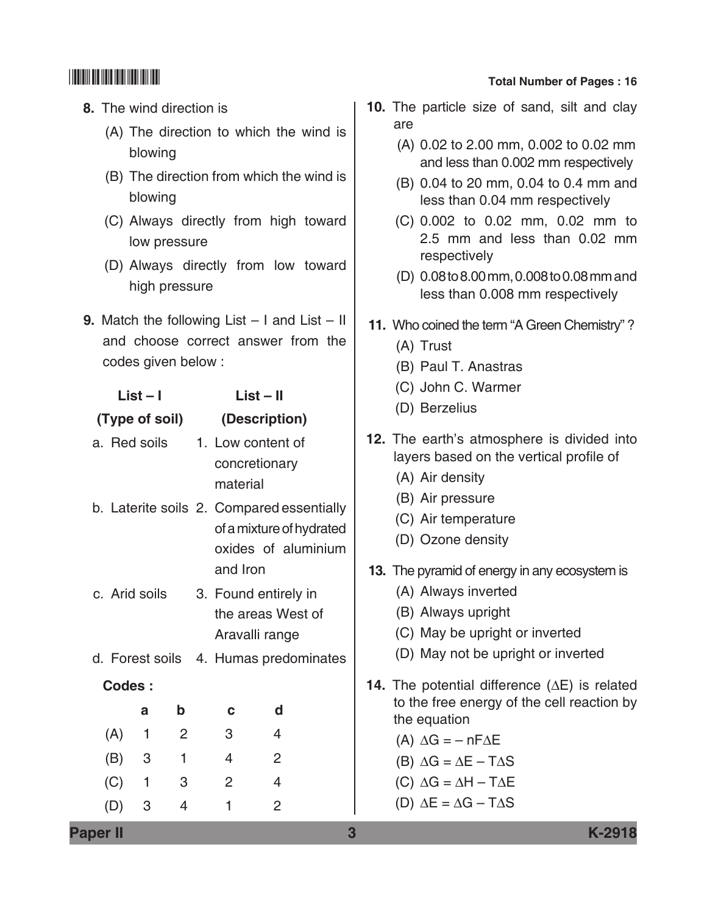8. The wind direction is

   (A) The direction to which the wind is blowing

   (B) The direction from which the wind is blowing

   (C) Always directly from high toward low pressure

   (D) Always directly from low toward high pressure

9. Match the following List – I and List – II and choose correct answer from the codes given below :

| List – I (Type of soil) | List – II (Description) |
|---|---|
| a. Red soils | 1. Low content of concretionary material |
| b. Laterite soils | 2. Compared essentially of a mixture of hydrated oxides of aluminium and Iron |
| c. Arid soils | 3. Found entirely in the areas West of Aravalli range |
| d. Forest soils | 4. Humas predominates |

**Codes :**

| | a | b | c | d |
|---|---|---|---|---|
| (A) | 1 | 2 | 3 | 4 |
| (B) | 3 | 1 | 4 | 2 |
| (C) | 1 | 3 | 2 | 4 |
| (D) | 3 | 4 | 1 | 2 |

10. The particle size of sand, silt and clay are

    (A) 0.02 to 2.00 mm, 0.002 to 0.02 mm and less than 0.002 mm respectively

    (B) 0.04 to 20 mm, 0.04 to 0.4 mm and less than 0.04 mm respectively

    (C) 0.002 to 0.02 mm, 0.02 mm to 2.5 mm and less than 0.02 mm respectively

    (D) 0.08 to 8.00 mm, 0.008 to 0.08 mm and less than 0.008 mm respectively

11. Who coined the term "A Green Chemistry" ?

    (A) Trust

    (B) Paul T. Anastras

    (C) John C. Warmer

    (D) Berzelius

12. The earth's atmosphere is divided into layers based on the vertical profile of

    (A) Air density

    (B) Air pressure

    (C) Air temperature

    (D) Ozone density

13. The pyramid of energy in any ecosystem is

    (A) Always inverted

    (B) Always upright

    (C) May be upright or inverted

    (D) May not be upright or inverted

14. The potential difference ($\Delta E$) is related to the free energy of the cell reaction by the equation

    (A) $\Delta G = -nF\Delta E$

    (B) $\Delta G = \Delta E - T\Delta S$

    (C) $\Delta G = \Delta H - T\Delta E$

    (D) $\Delta E = \Delta G - T\Delta S$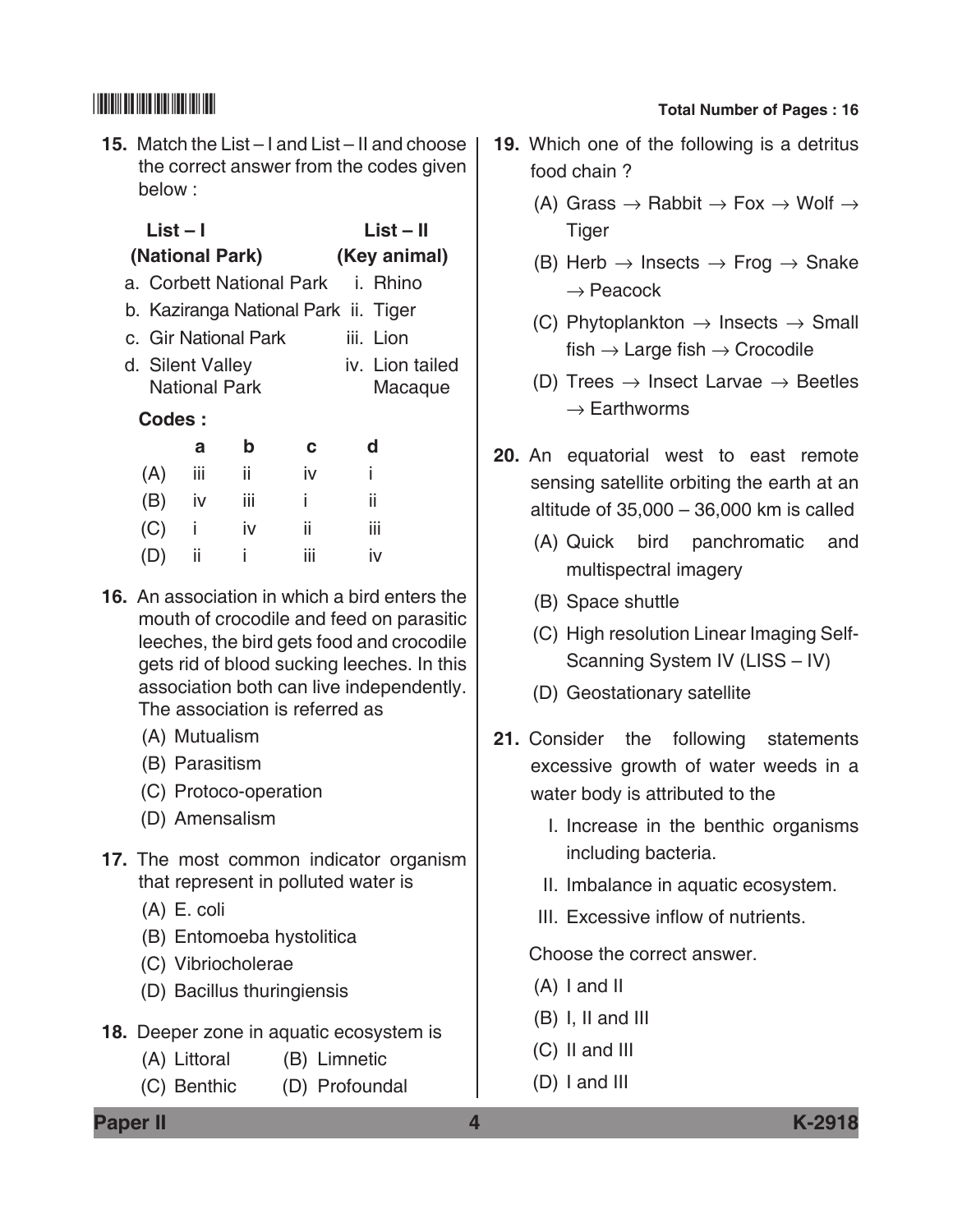15. Match the List – I and List – II and choose the correct answer from the codes given below :

| List – I (National Park) | List – II (Key animal) |
|---|---|
| a. Corbett National Park | i. Rhino |
| b. Kaziranga National Park | ii. Tiger |
| c. Gir National Park | iii. Lion |
| d. Silent Valley National Park | iv. Lion tailed Macaque |

**Codes :**

| | a | b | c | d |
|---|---|---|---|---|
| (A) | iii | ii | iv | i |
| (B) | iv | iii | i | ii |
| (C) | i | iv | ii | iii |
| (D) | ii | i | iii | iv |

16. An association in which a bird enters the mouth of crocodile and feed on parasitic leeches, the bird gets food and crocodile gets rid of blood sucking leeches. In this association both can live independently. The association is referred as

(A) Mutualism
(B) Parasitism
(C) Protoco-operation
(D) Amensalism

17. The most common indicator organism that represent in polluted water is

(A) E. coli
(B) Entomoeba hystolitica
(C) Vibriocholerae
(D) Bacillus thuringiensis

18. Deeper zone in aquatic ecosystem is

(A) Littoral
(B) Limnetic
(C) Benthic
(D) Profoundal

19. Which one of the following is a detritus food chain ?

(A) Grass → Rabbit → Fox → Wolf → Tiger
(B) Herb → Insects → Frog → Snake → Peacock
(C) Phytoplankton → Insects → Small fish → Large fish → Crocodile
(D) Trees → Insect Larvae → Beetles → Earthworms

20. An equatorial west to east remote sensing satellite orbiting the earth at an altitude of 35,000 – 36,000 km is called

(A) Quick bird panchromatic and multispectral imagery
(B) Space shuttle
(C) High resolution Linear Imaging Self-Scanning System IV (LISS – IV)
(D) Geostationary satellite

21. Consider the following statements excessive growth of water weeds in a water body is attributed to the

I. Increase in the benthic organisms including bacteria.
II. Imbalance in aquatic ecosystem.
III. Excessive inflow of nutrients.

Choose the correct answer.

(A) I and II
(B) I, II and III
(C) II and III
(D) I and III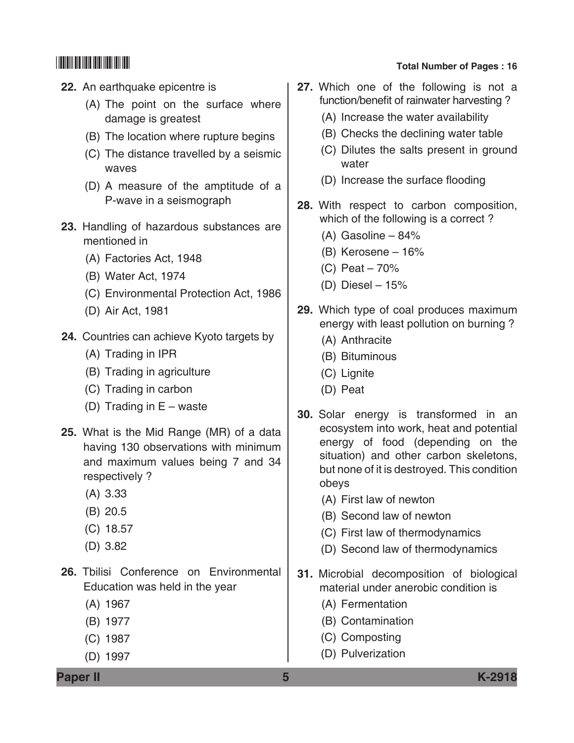22. An earthquake epicentre is

(A) The point on the surface where damage is greatest

(B) The location where rupture begins

(C) The distance travelled by a seismic waves

(D) A measure of the amplitude of a P-wave in a seismograph

23. Handling of hazardous substances are mentioned in

(A) Factories Act, 1948

(B) Water Act, 1974

(C) Environmental Protection Act, 1986

(D) Air Act, 1981

24. Countries can achieve Kyoto targets by

(A) Trading in IPR

(B) Trading in agriculture

(C) Trading in carbon

(D) Trading in E – waste

25. What is the Mid Range (MR) of a data having 130 observations with minimum and maximum values being 7 and 34 respectively ?

(A) 3.33

(B) 20.5

(C) 18.57

(D) 3.82

26. Tbilisi Conference on Environmental Education was held in the year

(A) 1967

(B) 1977

(C) 1987

(D) 1997

27. Which one of the following is not a function/benefit of rainwater harvesting ?

(A) Increase the water availability

(B) Checks the declining water table

(C) Dilutes the salts present in ground water

(D) Increase the surface flooding

28. With respect to carbon composition, which of the following is a correct ?

(A) Gasoline – 84%

(B) Kerosene – 16%

(C) Peat – 70%

(D) Diesel – 15%

29. Which type of coal produces maximum energy with least pollution on burning ?

(A) Anthracite

(B) Bituminous

(C) Lignite

(D) Peat

30. Solar energy is transformed in an ecosystem into work, heat and potential energy of food (depending on the situation) and other carbon skeletons, but none of it is destroyed. This condition obeys

(A) First law of newton

(B) Second law of newton

(C) First law of thermodynamics

(D) Second law of thermodynamics

31. Microbial decomposition of biological material under anerobic condition is

(A) Fermentation

(B) Contamination

(C) Composting

(D) Pulverization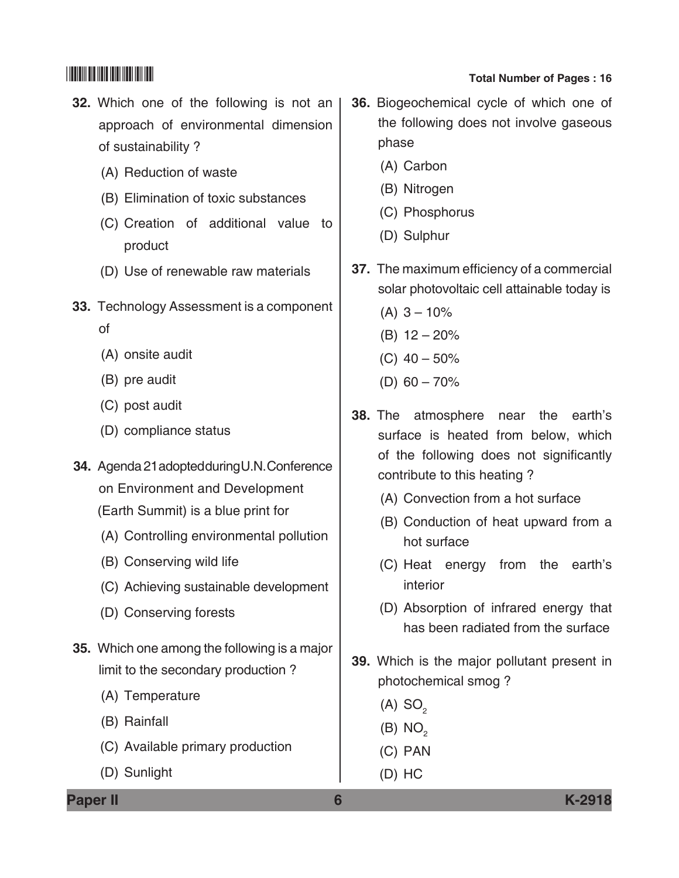32. Which one of the following is not an approach of environmental dimension of sustainability ?

(A) Reduction of waste

(B) Elimination of toxic substances

(C) Creation of additional value to product

(D) Use of renewable raw materials

33. Technology Assessment is a component of

(A) onsite audit

(B) pre audit

(C) post audit

(D) compliance status

34. Agenda 21 adopted during U.N. Conference on Environment and Development (Earth Summit) is a blue print for

(A) Controlling environmental pollution

(B) Conserving wild life

(C) Achieving sustainable development

(D) Conserving forests

35. Which one among the following is a major limit to the secondary production ?

(A) Temperature

(B) Rainfall

(C) Available primary production

(D) Sunlight

36. Biogeochemical cycle of which one of the following does not involve gaseous phase

(A) Carbon

(B) Nitrogen

(C) Phosphorus

(D) Sulphur

37. The maximum efficiency of a commercial solar photovoltaic cell attainable today is

(A) 3 – 10%

(B) 12 – 20%

(C) 40 – 50%

(D) 60 – 70%

38. The atmosphere near the earth's surface is heated from below, which of the following does not significantly contribute to this heating ?

(A) Convection from a hot surface

(B) Conduction of heat upward from a hot surface

(C) Heat energy from the earth's interior

(D) Absorption of infrared energy that has been radiated from the surface

39. Which is the major pollutant present in photochemical smog ?

(A) $SO_2$

(B) $NO_2$

(C) PAN

(D) HC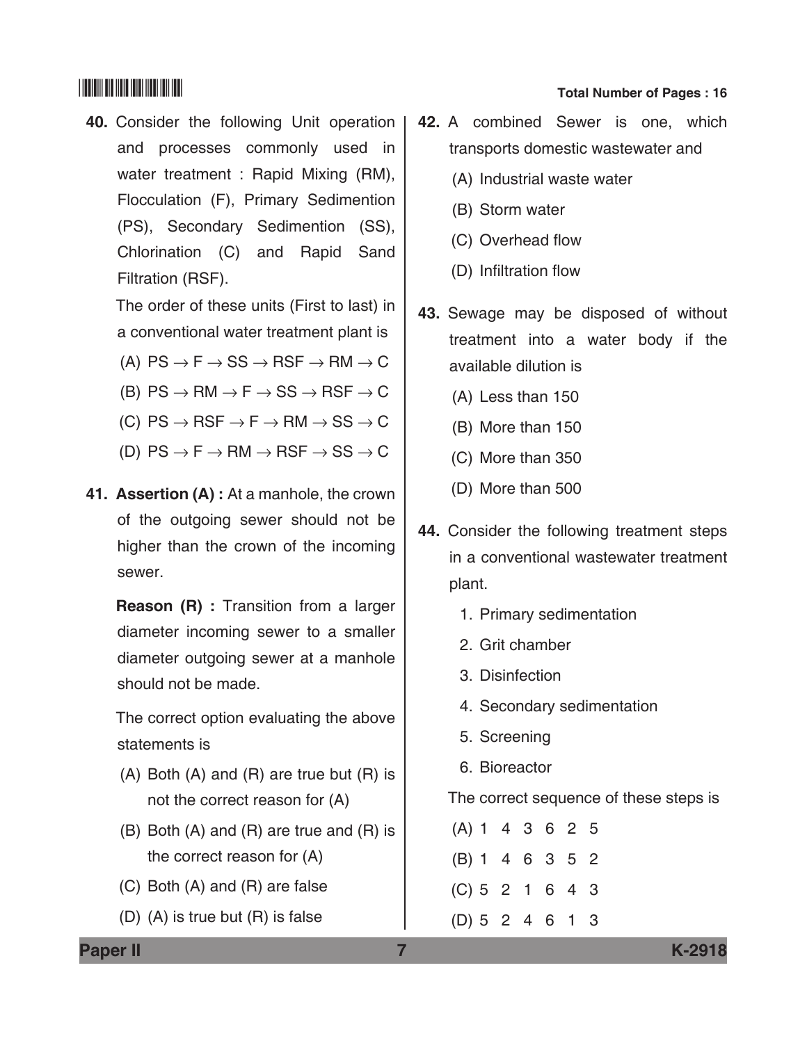**40.** Consider the following Unit operation and processes commonly used in water treatment : Rapid Mixing (RM), Flocculation (F), Primary Sedimention (PS), Secondary Sedimention (SS), Chlorination (C) and Rapid Sand Filtration (RSF).

The order of these units (First to last) in a conventional water treatment plant is

(A) PS $\rightarrow$ F $\rightarrow$ SS $\rightarrow$ RSF $\rightarrow$ RM $\rightarrow$ C

(B) PS $\rightarrow$ RM $\rightarrow$ F $\rightarrow$ SS $\rightarrow$ RSF $\rightarrow$ C

(C) PS $\rightarrow$ RSF $\rightarrow$ F $\rightarrow$ RM $\rightarrow$ SS $\rightarrow$ C

(D) PS $\rightarrow$ F $\rightarrow$ RM $\rightarrow$ RSF $\rightarrow$ SS $\rightarrow$ C

**41. Assertion (A) :** At a manhole, the crown of the outgoing sewer should not be higher than the crown of the incoming sewer.

**Reason (R) :** Transition from a larger diameter incoming sewer to a smaller diameter outgoing sewer at a manhole should not be made.

The correct option evaluating the above statements is

(A) Both (A) and (R) are true but (R) is not the correct reason for (A)

(B) Both (A) and (R) are true and (R) is the correct reason for (A)

(C) Both (A) and (R) are false

(D) (A) is true but (R) is false

**42.** A combined Sewer is one, which transports domestic wastewater and

(A) Industrial waste water

(B) Storm water

(C) Overhead flow

(D) Infiltration flow

**43.** Sewage may be disposed of without treatment into a water body if the available dilution is

(A) Less than 150

(B) More than 150

(C) More than 350

(D) More than 500

**44.** Consider the following treatment steps in a conventional wastewater treatment plant.

1. Primary sedimentation
2. Grit chamber
3. Disinfection
4. Secondary sedimentation
5. Screening
6. Bioreactor

The correct sequence of these steps is

(A) 1 4 3 6 2 5

(B) 1 4 6 3 5 2

(C) 5 2 1 6 4 3

(D) 5 2 4 6 1 3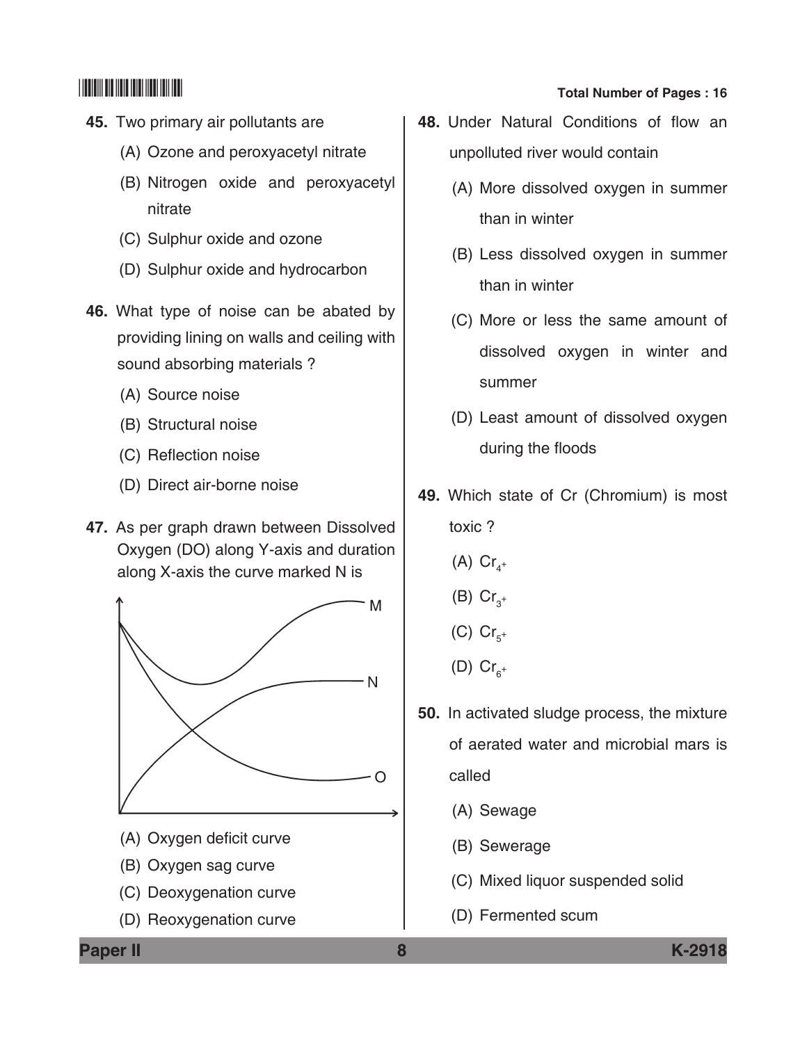45. Two primary air pollutants are

(A) Ozone and peroxyacetyl nitrate

(B) Nitrogen oxide and peroxyacetyl nitrate

(C) Sulphur oxide and ozone

(D) Sulphur oxide and hydrocarbon

46. What type of noise can be abated by providing lining on walls and ceiling with sound absorbing materials ?

(A) Source noise

(B) Structural noise

(C) Reflection noise

(D) Direct air-borne noise

47. As per graph drawn between Dissolved Oxygen (DO) along Y-axis and duration along X-axis the curve marked N is

(A) Oxygen deficit curve

(B) Oxygen sag curve

(C) Deoxygenation curve

(D) Reoxygenation curve

48. Under Natural Conditions of flow an unpolluted river would contain

(A) More dissolved oxygen in summer than in winter

(B) Less dissolved oxygen in summer than in winter

(C) More or less the same amount of dissolved oxygen in winter and summer

(D) Least amount of dissolved oxygen during the floods

49. Which state of Cr (Chromium) is most toxic ?

(A) $Cr_{4^+}$

(B) $Cr_{3^+}$

(C) $Cr_{5^+}$

(D) $Cr_{6^+}$

50. In activated sludge process, the mixture of aerated water and microbial mars is called

(A) Sewage

(B) Sewerage

(C) Mixed liquor suspended solid

(D) Fermented scum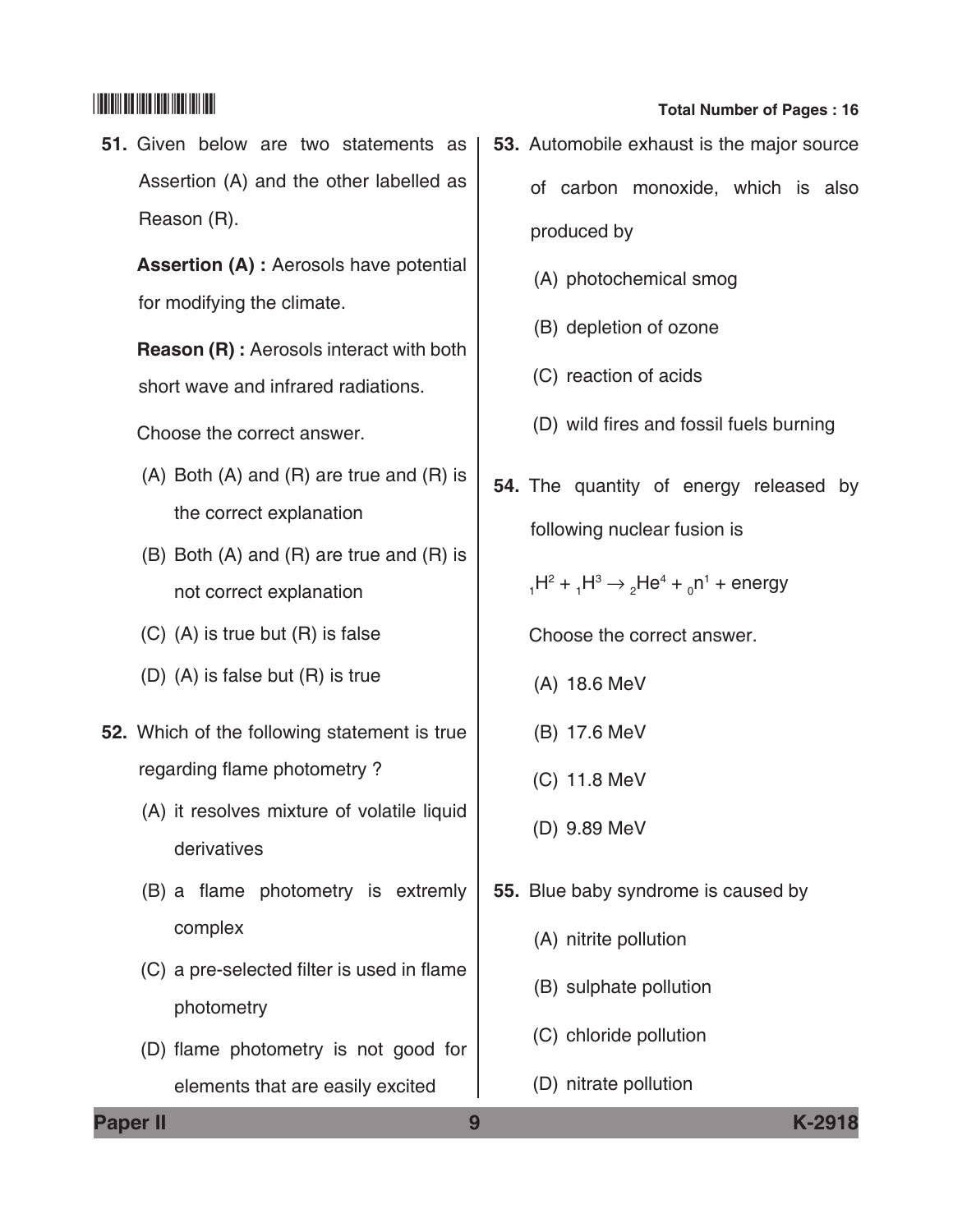51. Given below are two statements as Assertion (A) and the other labelled as Reason (R).

**Assertion (A) :** Aerosols have potential for modifying the climate.

**Reason (R) :** Aerosols interact with both short wave and infrared radiations.

Choose the correct answer.

(A) Both (A) and (R) are true and (R) is the correct explanation

(B) Both (A) and (R) are true and (R) is not correct explanation

(C) (A) is true but (R) is false

(D) (A) is false but (R) is true

52. Which of the following statement is true regarding flame photometry ?

(A) it resolves mixture of volatile liquid derivatives

(B) a flame photometry is extremly complex

(C) a pre-selected filter is used in flame photometry

(D) flame photometry is not good for elements that are easily excited

53. Automobile exhaust is the major source of carbon monoxide, which is also produced by

(A) photochemical smog

(B) depletion of ozone

(C) reaction of acids

(D) wild fires and fossil fuels burning

54. The quantity of energy released by following nuclear fusion is

$_1H^2 + _1H^3 \rightarrow _2He^4 + _0n^1$ + energy

Choose the correct answer.

(A) 18.6 MeV

(B) 17.6 MeV

(C) 11.8 MeV

(D) 9.89 MeV

55. Blue baby syndrome is caused by

(A) nitrite pollution

(B) sulphate pollution

(C) chloride pollution

(D) nitrate pollution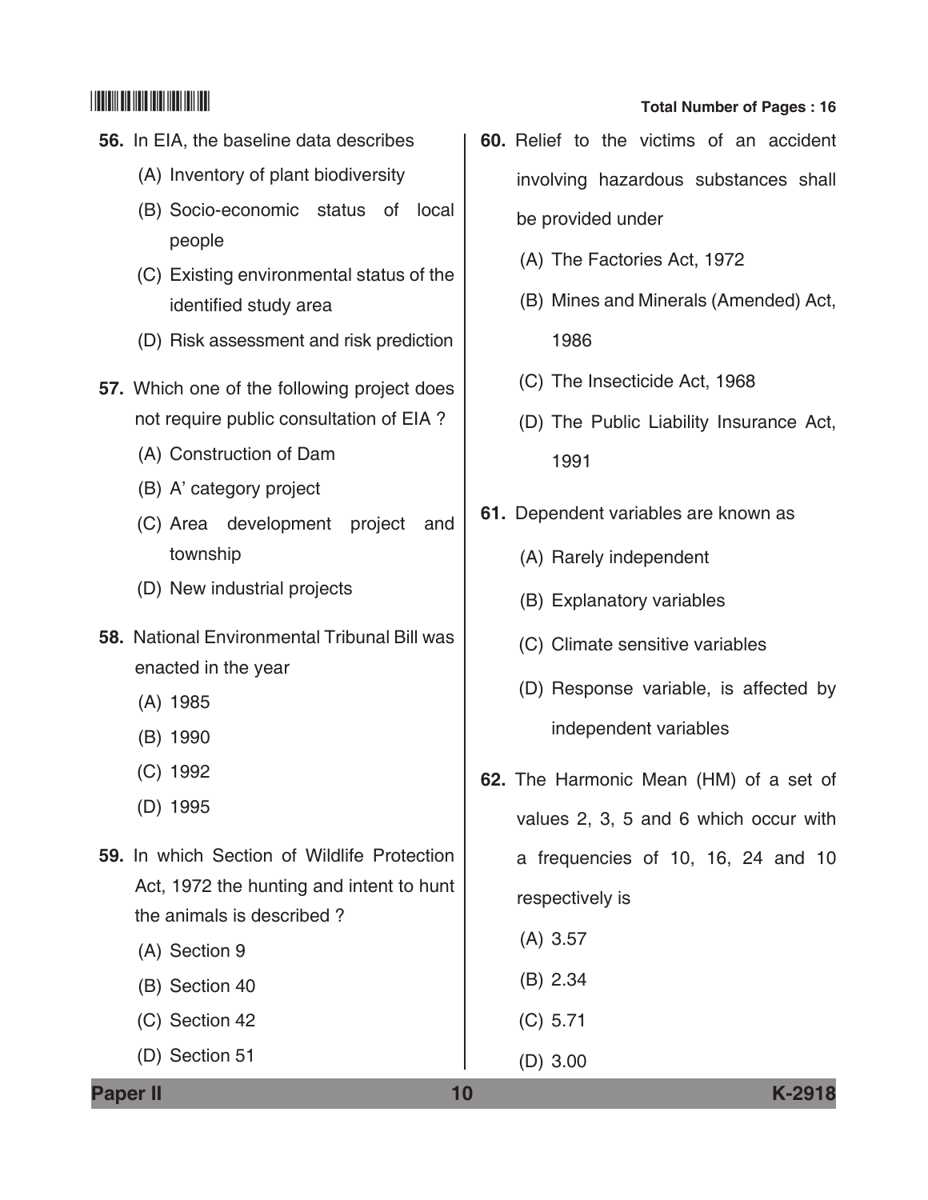56. In EIA, the baseline data describes

(A) Inventory of plant biodiversity

(B) Socio-economic status of local people

(C) Existing environmental status of the identified study area

(D) Risk assessment and risk prediction

57. Which one of the following project does not require public consultation of EIA ?

(A) Construction of Dam

(B) A' category project

(C) Area development project and township

(D) New industrial projects

58. National Environmental Tribunal Bill was enacted in the year

(A) 1985

(B) 1990

(C) 1992

(D) 1995

59. In which Section of Wildlife Protection Act, 1972 the hunting and intent to hunt the animals is described ?

(A) Section 9

(B) Section 40

(C) Section 42

(D) Section 51

60. Relief to the victims of an accident involving hazardous substances shall be provided under

(A) The Factories Act, 1972

(B) Mines and Minerals (Amended) Act, 1986

(C) The Insecticide Act, 1968

(D) The Public Liability Insurance Act, 1991

61. Dependent variables are known as

(A) Rarely independent

(B) Explanatory variables

(C) Climate sensitive variables

(D) Response variable, is affected by independent variables

62. The Harmonic Mean (HM) of a set of values 2, 3, 5 and 6 which occur with a frequencies of 10, 16, 24 and 10 respectively is

(A) 3.57

(B) 2.34

(C) 5.71

(D) 3.00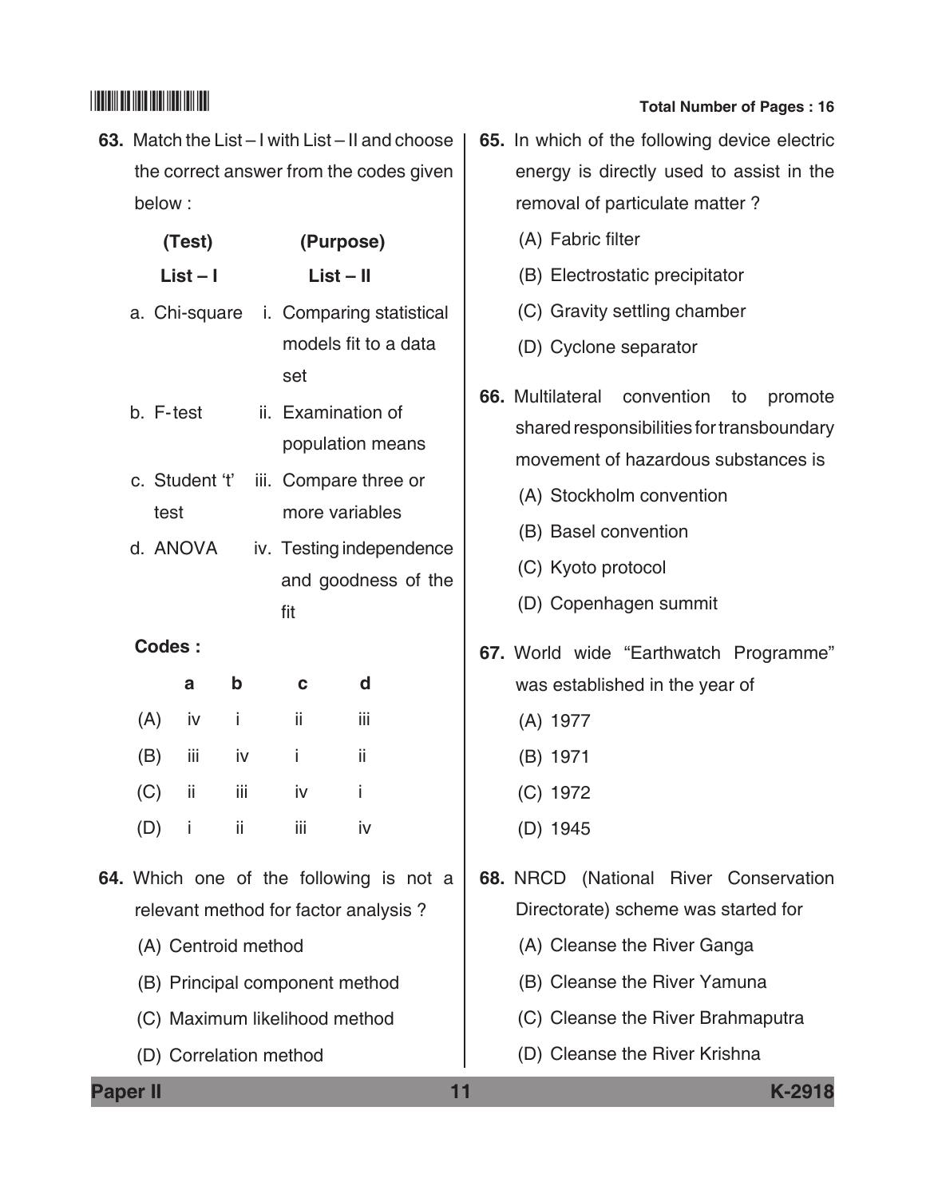63. Match the List – I with List – II and choose the correct answer from the codes given below :

| (Test) List – I | (Purpose) List – II |
|---|---|
| a. Chi-square | i. Comparing statistical models fit to a data set |
| b. F-test | ii. Examination of population means |
| c. Student 't' test | iii. Compare three or more variables |
| d. ANOVA | iv. Testing independence and goodness of the fit |

**Codes :**

| | a | b | c | d |
|---|---|---|---|---|
| (A) | iv | i | ii | iii |
| (B) | iii | iv | i | ii |
| (C) | ii | iii | iv | i |
| (D) | i | ii | iii | iv |

64. Which one of the following is not a relevant method for factor analysis ?

(A) Centroid method

(B) Principal component method

(C) Maximum likelihood method

(D) Correlation method

65. In which of the following device electric energy is directly used to assist in the removal of particulate matter ?

(A) Fabric filter

(B) Electrostatic precipitator

(C) Gravity settling chamber

(D) Cyclone separator

66. Multilateral convention to promote shared responsibilities for transboundary movement of hazardous substances is

(A) Stockholm convention

(B) Basel convention

(C) Kyoto protocol

(D) Copenhagen summit

67. World wide "Earthwatch Programme" was established in the year of

(A) 1977

(B) 1971

(C) 1972

(D) 1945

68. NRCD (National River Conservation Directorate) scheme was started for

(A) Cleanse the River Ganga

(B) Cleanse the River Yamuna

(C) Cleanse the River Brahmaputra

(D) Cleanse the River Krishna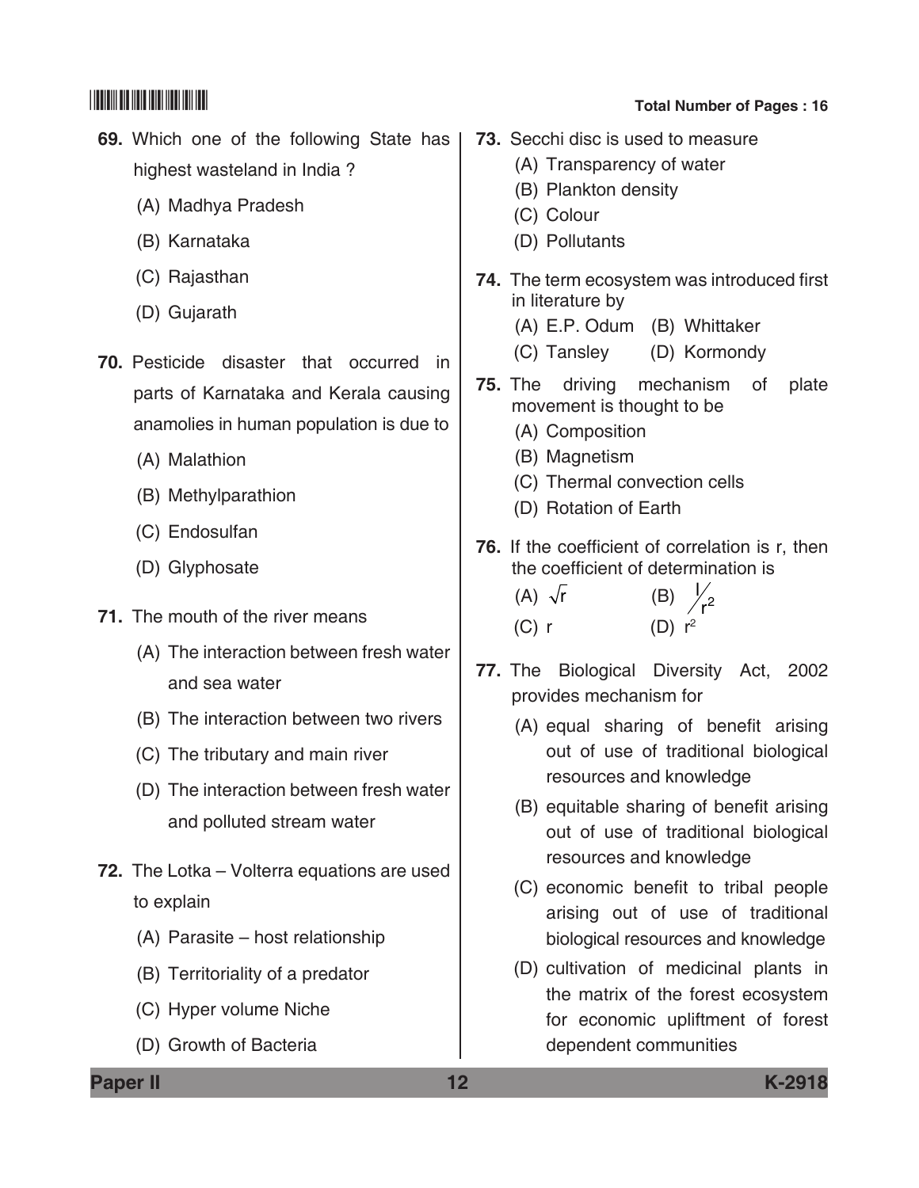69. Which one of the following State has highest wasteland in India ?

(A) Madhya Pradesh

(B) Karnataka

(C) Rajasthan

(D) Gujarath

70. Pesticide disaster that occurred in parts of Karnataka and Kerala causing anamolies in human population is due to

(A) Malathion

(B) Methylparathion

(C) Endosulfan

(D) Glyphosate

71. The mouth of the river means

(A) The interaction between fresh water and sea water

(B) The interaction between two rivers

(C) The tributary and main river

(D) The interaction between fresh water and polluted stream water

72. The Lotka – Volterra equations are used to explain

(A) Parasite – host relationship

(B) Territoriality of a predator

(C) Hyper volume Niche

(D) Growth of Bacteria

73. Secchi disc is used to measure

(A) Transparency of water

(B) Plankton density

(C) Colour

(D) Pollutants

74. The term ecosystem was introduced first in literature by

(A) E.P. Odum (B) Whittaker

(C) Tansley (D) Kormondy

75. The driving mechanism of plate movement is thought to be

(A) Composition

(B) Magnetism

(C) Thermal convection cells

(D) Rotation of Earth

76. If the coefficient of correlation is r, then the coefficient of determination is

(A) $\sqrt{r}$ (B) $1/r^2$

(C) r (D) $r^2$

77. The Biological Diversity Act, 2002 provides mechanism for

(A) equal sharing of benefit arising out of use of traditional biological resources and knowledge

(B) equitable sharing of benefit arising out of use of traditional biological resources and knowledge

(C) economic benefit to tribal people arising out of use of traditional biological resources and knowledge

(D) cultivation of medicinal plants in the matrix of the forest ecosystem for economic upliftment of forest dependent communities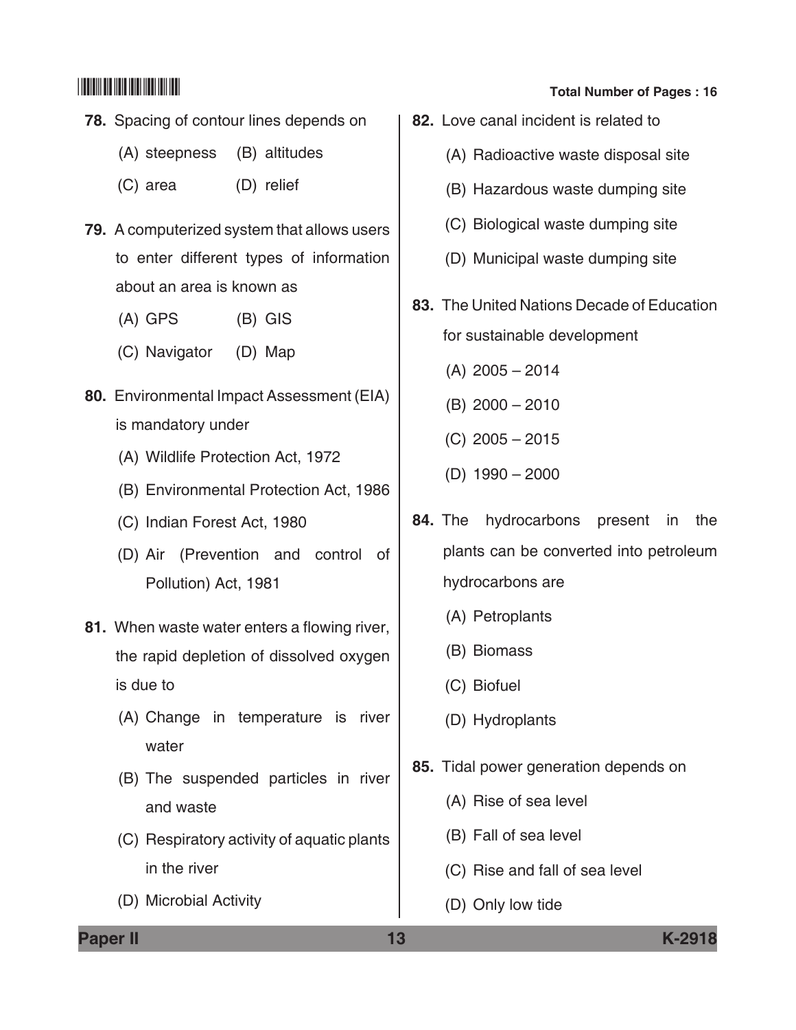78. Spacing of contour lines depends on

(A) steepness (B) altitudes

(C) area (D) relief

79. A computerized system that allows users to enter different types of information about an area is known as

(A) GPS (B) GIS

(C) Navigator (D) Map

80. Environmental Impact Assessment (EIA) is mandatory under

(A) Wildlife Protection Act, 1972

(B) Environmental Protection Act, 1986

(C) Indian Forest Act, 1980

(D) Air (Prevention and control of Pollution) Act, 1981

81. When waste water enters a flowing river, the rapid depletion of dissolved oxygen is due to

(A) Change in temperature is river water

(B) The suspended particles in river and waste

(C) Respiratory activity of aquatic plants in the river

(D) Microbial Activity

82. Love canal incident is related to

(A) Radioactive waste disposal site

(B) Hazardous waste dumping site

(C) Biological waste dumping site

(D) Municipal waste dumping site

83. The United Nations Decade of Education for sustainable development

(A) 2005 – 2014

(B) 2000 – 2010

(C) 2005 – 2015

(D) 1990 – 2000

84. The hydrocarbons present in the plants can be converted into petroleum hydrocarbons are

(A) Petroplants

(B) Biomass

(C) Biofuel

(D) Hydroplants

85. Tidal power generation depends on

(A) Rise of sea level

(B) Fall of sea level

(C) Rise and fall of sea level

(D) Only low tide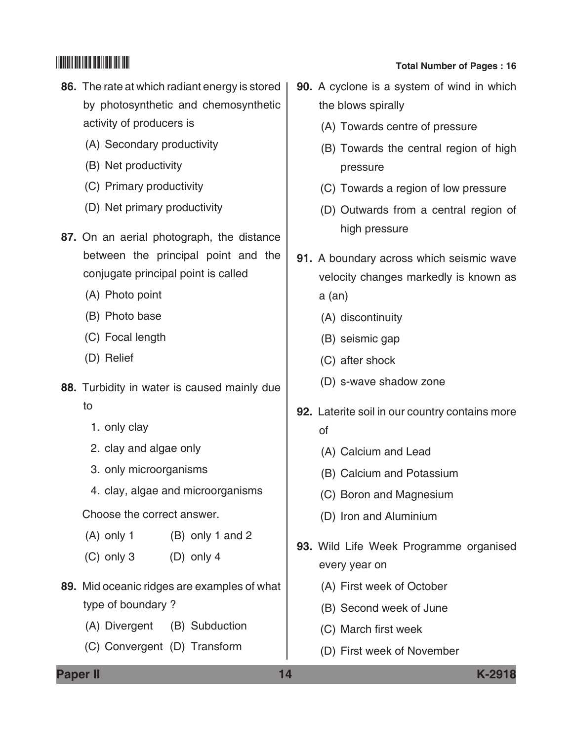86. The rate at which radiant energy is stored by photosynthetic and chemosynthetic activity of producers is

(A) Secondary productivity

(B) Net productivity

(C) Primary productivity

(D) Net primary productivity

87. On an aerial photograph, the distance between the principal point and the conjugate principal point is called

(A) Photo point

(B) Photo base

(C) Focal length

(D) Relief

88. Turbidity in water is caused mainly due to

1. only clay
2. clay and algae only
3. only microorganisms
4. clay, algae and microorganisms

Choose the correct answer.

(A) only 1 (B) only 1 and 2

(C) only 3 (D) only 4

89. Mid oceanic ridges are examples of what type of boundary ?

(A) Divergent (B) Subduction

(C) Convergent (D) Transform

90. A cyclone is a system of wind in which the blows spirally

(A) Towards centre of pressure

(B) Towards the central region of high pressure

(C) Towards a region of low pressure

(D) Outwards from a central region of high pressure

91. A boundary across which seismic wave velocity changes markedly is known as a (an)

(A) discontinuity

(B) seismic gap

(C) after shock

(D) s-wave shadow zone

92. Laterite soil in our country contains more of

(A) Calcium and Lead

(B) Calcium and Potassium

(C) Boron and Magnesium

(D) Iron and Aluminium

93. Wild Life Week Programme organised every year on

(A) First week of October

(B) Second week of June

(C) March first week

(D) First week of November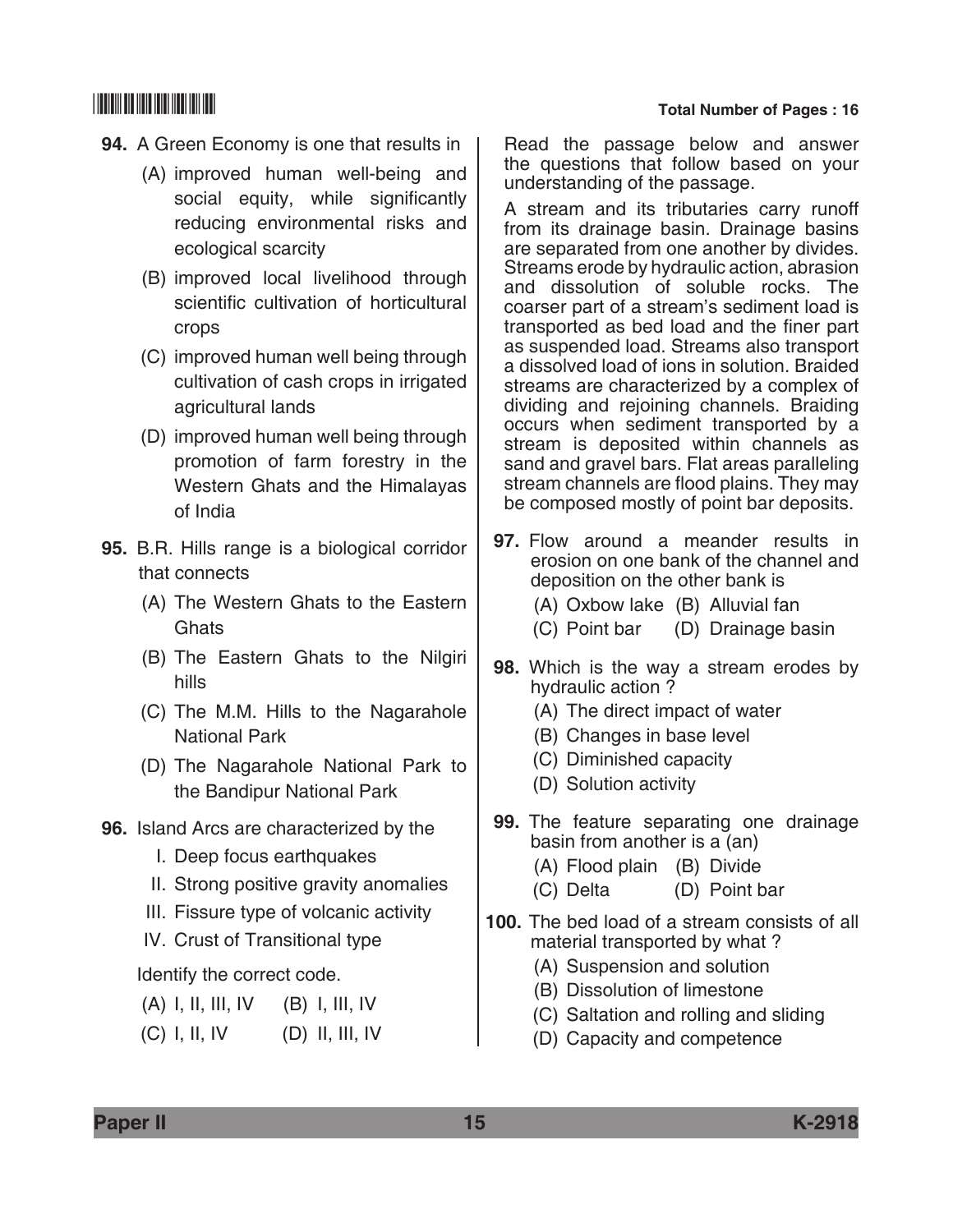**94.** A Green Economy is one that results in

(A) improved human well-being and social equity, while significantly reducing environmental risks and ecological scarcity

(B) improved local livelihood through scientific cultivation of horticultural crops

(C) improved human well being through cultivation of cash crops in irrigated agricultural lands

(D) improved human well being through promotion of farm forestry in the Western Ghats and the Himalayas of India

**95.** B.R. Hills range is a biological corridor that connects

(A) The Western Ghats to the Eastern Ghats

(B) The Eastern Ghats to the Nilgiri hills

(C) The M.M. Hills to the Nagarahole National Park

(D) The Nagarahole National Park to the Bandipur National Park

**96.** Island Arcs are characterized by the

I. Deep focus earthquakes

II. Strong positive gravity anomalies

III. Fissure type of volcanic activity

IV. Crust of Transitional type

Identify the correct code.

(A) I, II, III, IV (B) I, III, IV

(C) I, II, IV (D) II, III, IV

Read the passage below and answer the questions that follow based on your understanding of the passage.

A stream and its tributaries carry runoff from its drainage basin. Drainage basins are separated from one another by divides. Streams erode by hydraulic action, abrasion and dissolution of soluble rocks. The coarser part of a stream's sediment load is transported as bed load and the finer part as suspended load. Streams also transport a dissolved load of ions in solution. Braided streams are characterized by a complex of dividing and rejoining channels. Braiding occurs when sediment transported by a stream is deposited within channels as sand and gravel bars. Flat areas paralleling stream channels are flood plains. They may be composed mostly of point bar deposits.

**97.** Flow around a meander results in erosion on one bank of the channel and deposition on the other bank is

(A) Oxbow lake (B) Alluvial fan

(C) Point bar (D) Drainage basin

**98.** Which is the way a stream erodes by hydraulic action ?

(A) The direct impact of water

(B) Changes in base level

(C) Diminished capacity

(D) Solution activity

**99.** The feature separating one drainage basin from another is a (an)

(A) Flood plain (B) Divide

(C) Delta (D) Point bar

**100.** The bed load of a stream consists of all material transported by what ?

(A) Suspension and solution

(B) Dissolution of limestone

(C) Saltation and rolling and sliding

(D) Capacity and competence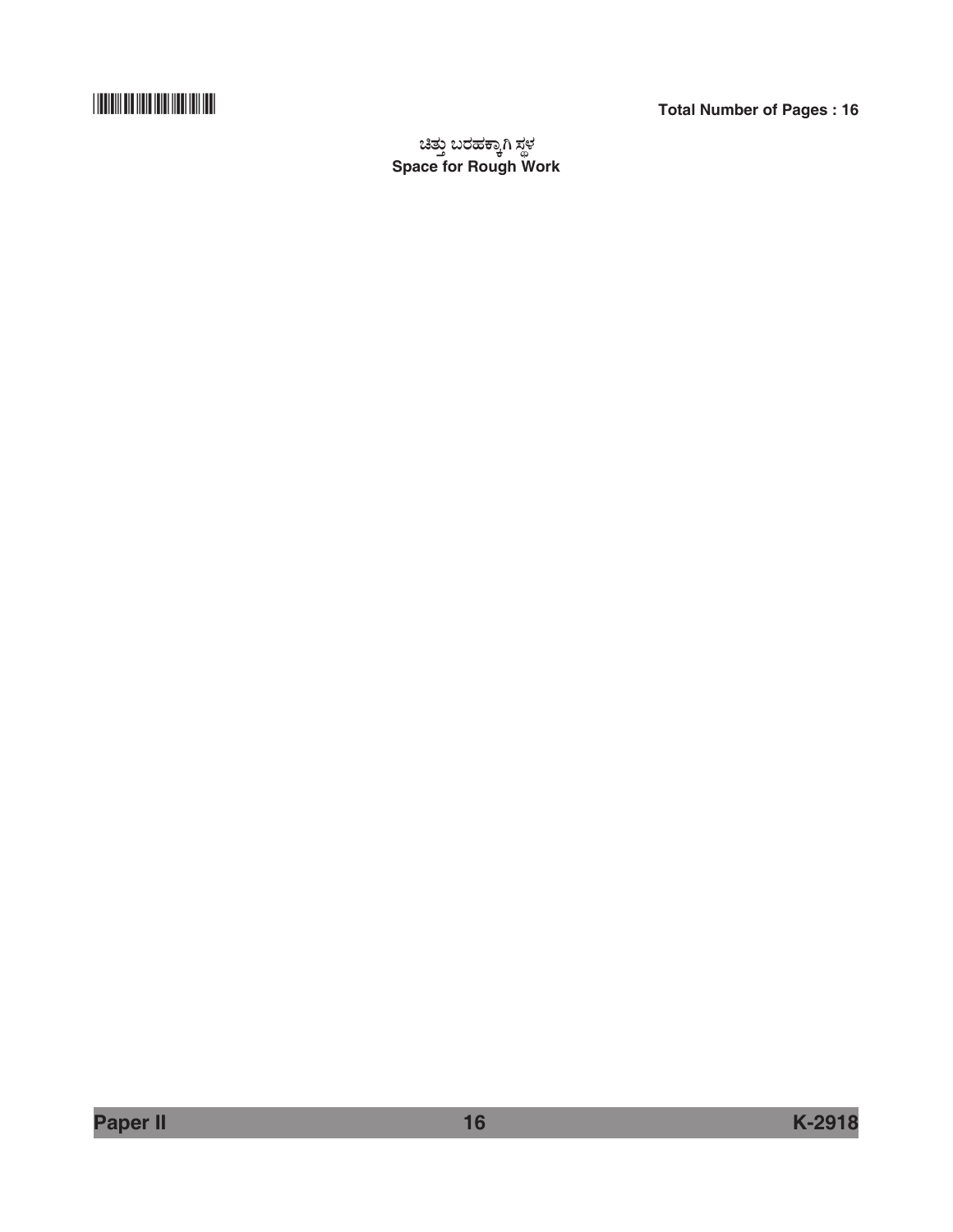ಚಿತ್ತು ಬರಹಕ್ಕಾಗಿ ಸ್ಥಳ

Space for Rough Work